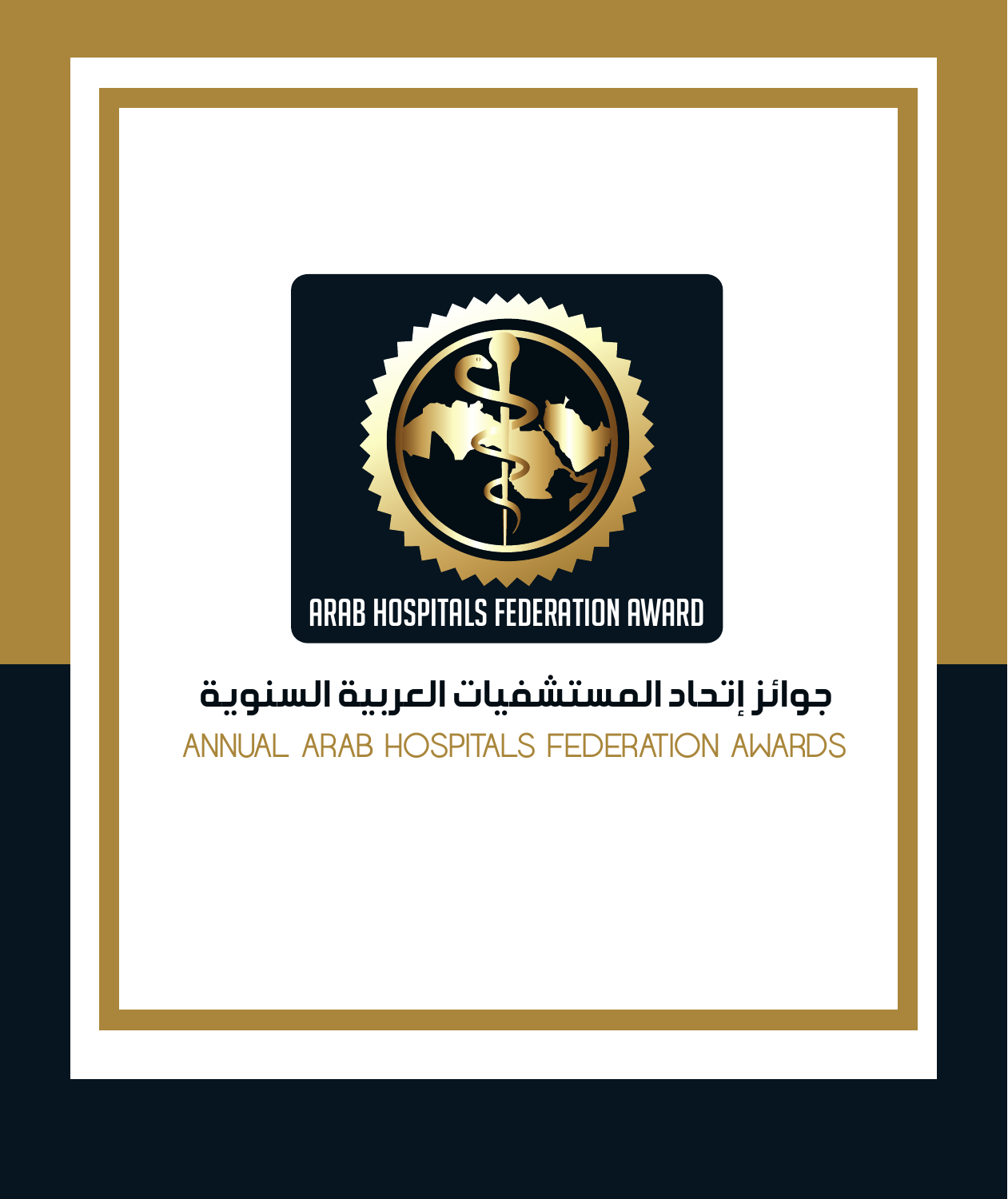ARAB HOSPITALS FEDERATION AWARD

# جوائز إتحاد المستشفيات العربية السنوية

## ANNUAL ARAB HOSPITALS FEDERATION AWARDS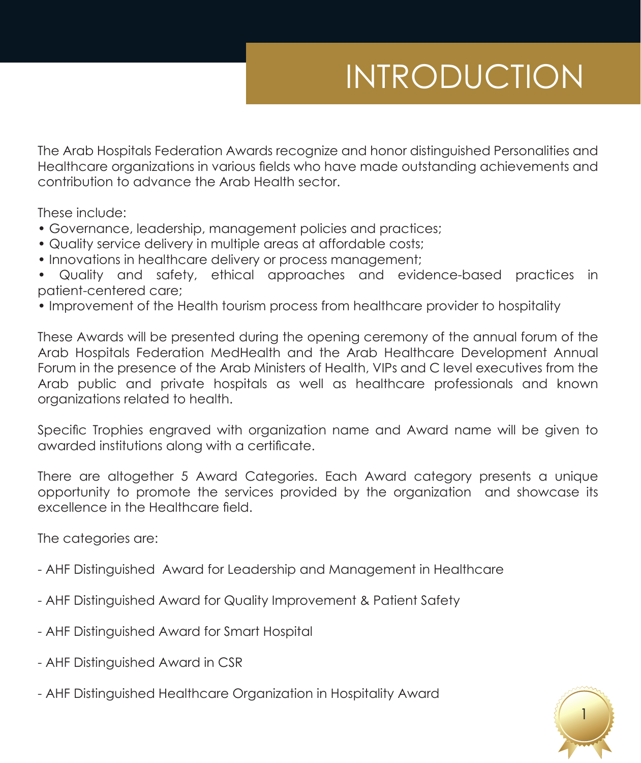# INTRODUCTION

The Arab Hospitals Federation Awards recognize and honor distinguished Personalities and Healthcare organizations in various fields who have made outstanding achievements and contribution to advance the Arab Health sector.

These include:

- Governance, leadership, management policies and practices;
- Quality service delivery in multiple areas at affordable costs;
- Innovations in healthcare delivery or process management;
- Quality and safety, ethical approaches and evidence-based practices in patient-centered care;
- Improvement of the Health tourism process from healthcare provider to hospitality

These Awards will be presented during the opening ceremony of the annual forum of the Arab Hospitals Federation MedHealth and the Arab Healthcare Development Annual Forum in the presence of the Arab Ministers of Health, VIPs and C level executives from the Arab public and private hospitals as well as healthcare professionals and known organizations related to health.

Specific Trophies engraved with organization name and Award name will be given to awarded institutions along with a certificate.

There are altogether 5 Award Categories. Each Award category presents a unique opportunity to promote the services provided by the organization and showcase its excellence in the Healthcare field.

The categories are:

- AHF Distinguished Award for Leadership and Management in Healthcare
- AHF Distinguished Award for Quality Improvement & Patient Safety
- AHF Distinguished Award for Smart Hospital
- AHF Distinguished Award in CSR
- AHF Distinguished Healthcare Organization in Hospitality Award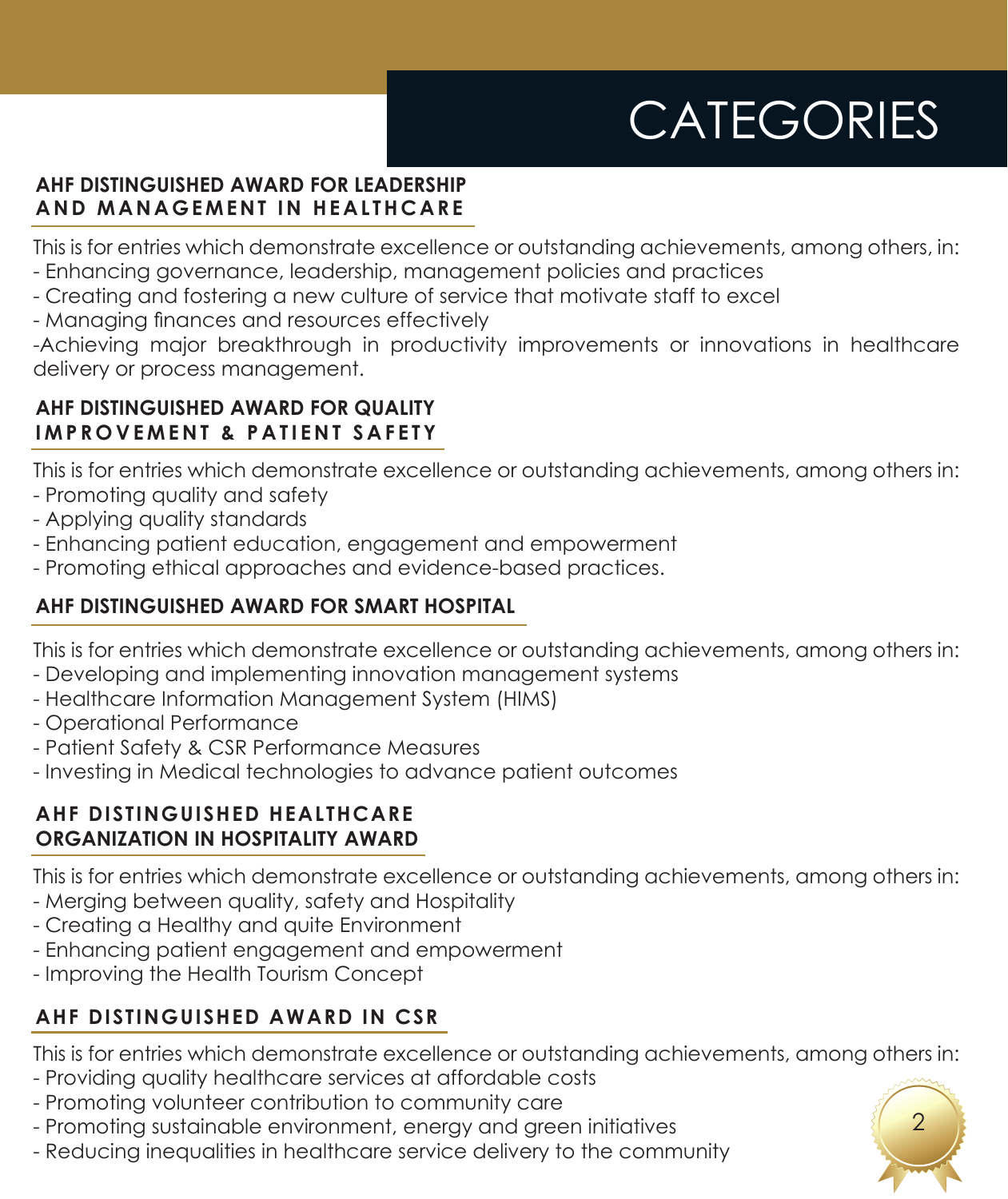# CATEGORIES

### AHF DISTINGUISHED AWARD FOR LEADERSHIP AND MANAGEMENT IN HEALTHCARE

This is for entries which demonstrate excellence or outstanding achievements, among others, in:
- Enhancing governance, leadership, management policies and practices
- Creating and fostering a new culture of service that motivate staff to excel
- Managing finances and resources effectively
- Achieving major breakthrough in productivity improvements or innovations in healthcare delivery or process management.

### AHF DISTINGUISHED AWARD FOR QUALITY IMPROVEMENT & PATIENT SAFETY

This is for entries which demonstrate excellence or outstanding achievements, among others in:
- Promoting quality and safety
- Applying quality standards
- Enhancing patient education, engagement and empowerment
- Promoting ethical approaches and evidence-based practices.

### AHF DISTINGUISHED AWARD FOR SMART HOSPITAL

This is for entries which demonstrate excellence or outstanding achievements, among others in:
- Developing and implementing innovation management systems
- Healthcare Information Management System (HIMS)
- Operational Performance
- Patient Safety & CSR Performance Measures
- Investing in Medical technologies to advance patient outcomes

### AHF DISTINGUISHED HEALTHCARE ORGANIZATION IN HOSPITALITY AWARD

This is for entries which demonstrate excellence or outstanding achievements, among others in:
- Merging between quality, safety and Hospitality
- Creating a Healthy and quite Environment
- Enhancing patient engagement and empowerment
- Improving the Health Tourism Concept

### AHF DISTINGUISHED AWARD IN CSR

This is for entries which demonstrate excellence or outstanding achievements, among others in:
- Providing quality healthcare services at affordable costs
- Promoting volunteer contribution to community care
- Promoting sustainable environment, energy and green initiatives
- Reducing inequalities in healthcare service delivery to the community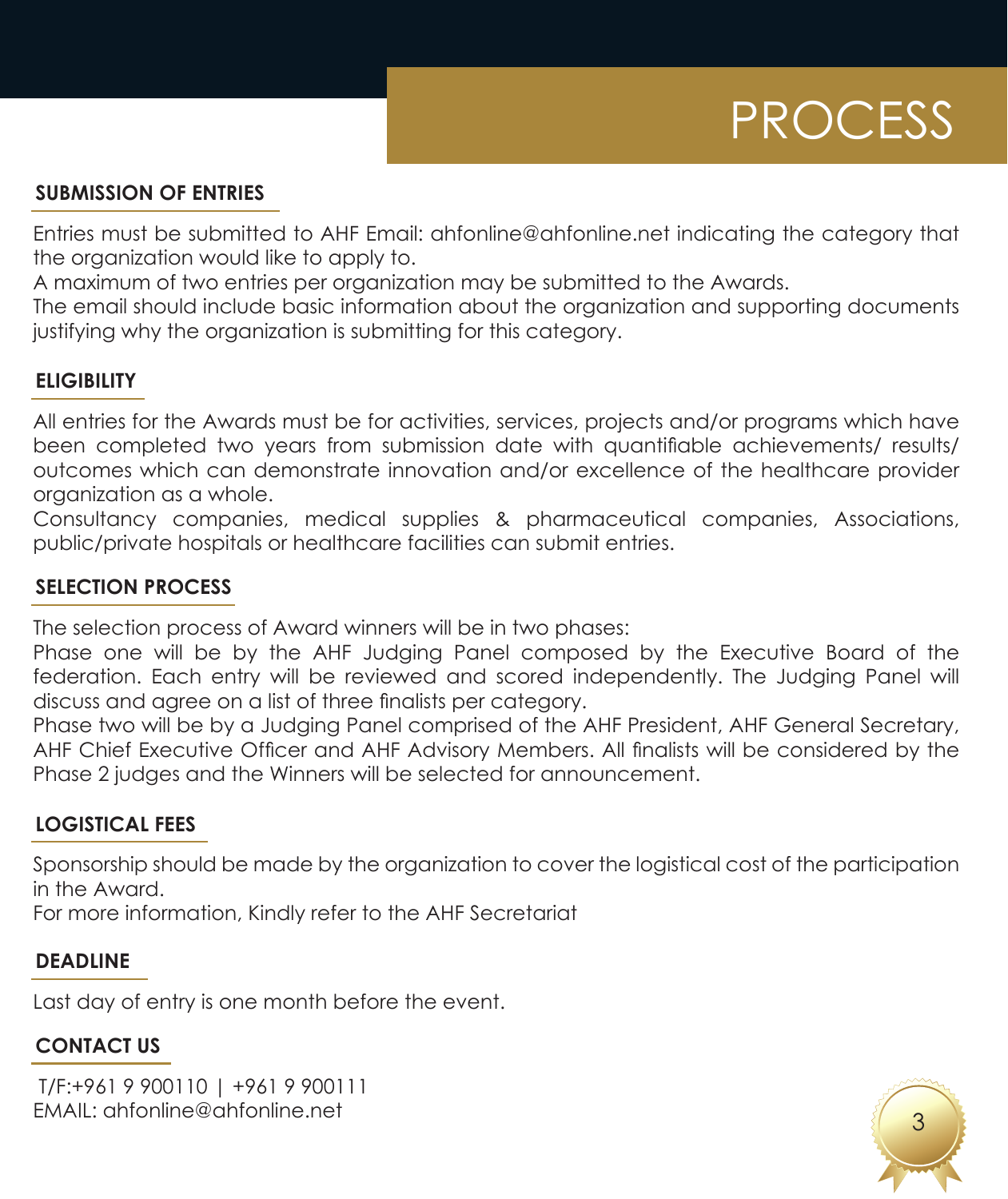# PROCESS

## SUBMISSION OF ENTRIES

Entries must be submitted to AHF Email: ahfonline@ahfonline.net indicating the category that the organization would like to apply to.

A maximum of two entries per organization may be submitted to the Awards.

The email should include basic information about the organization and supporting documents justifying why the organization is submitting for this category.

## ELIGIBILITY

All entries for the Awards must be for activities, services, projects and/or programs which have been completed two years from submission date with quantifiable achievements/ results/ outcomes which can demonstrate innovation and/or excellence of the healthcare provider organization as a whole.

Consultancy companies, medical supplies & pharmaceutical companies, Associations, public/private hospitals or healthcare facilities can submit entries.

## SELECTION PROCESS

The selection process of Award winners will be in two phases:

Phase one will be by the AHF Judging Panel composed by the Executive Board of the federation. Each entry will be reviewed and scored independently. The Judging Panel will discuss and agree on a list of three finalists per category.

Phase two will be by a Judging Panel comprised of the AHF President, AHF General Secretary, AHF Chief Executive Officer and AHF Advisory Members. All finalists will be considered by the Phase 2 judges and the Winners will be selected for announcement.

## LOGISTICAL FEES

Sponsorship should be made by the organization to cover the logistical cost of the participation in the Award.

For more information, Kindly refer to the AHF Secretariat

## DEADLINE

Last day of entry is one month before the event.

## CONTACT US

T/F:+961 9 900110 | +961 9 900111

EMAIL: ahfonline@ahfonline.net